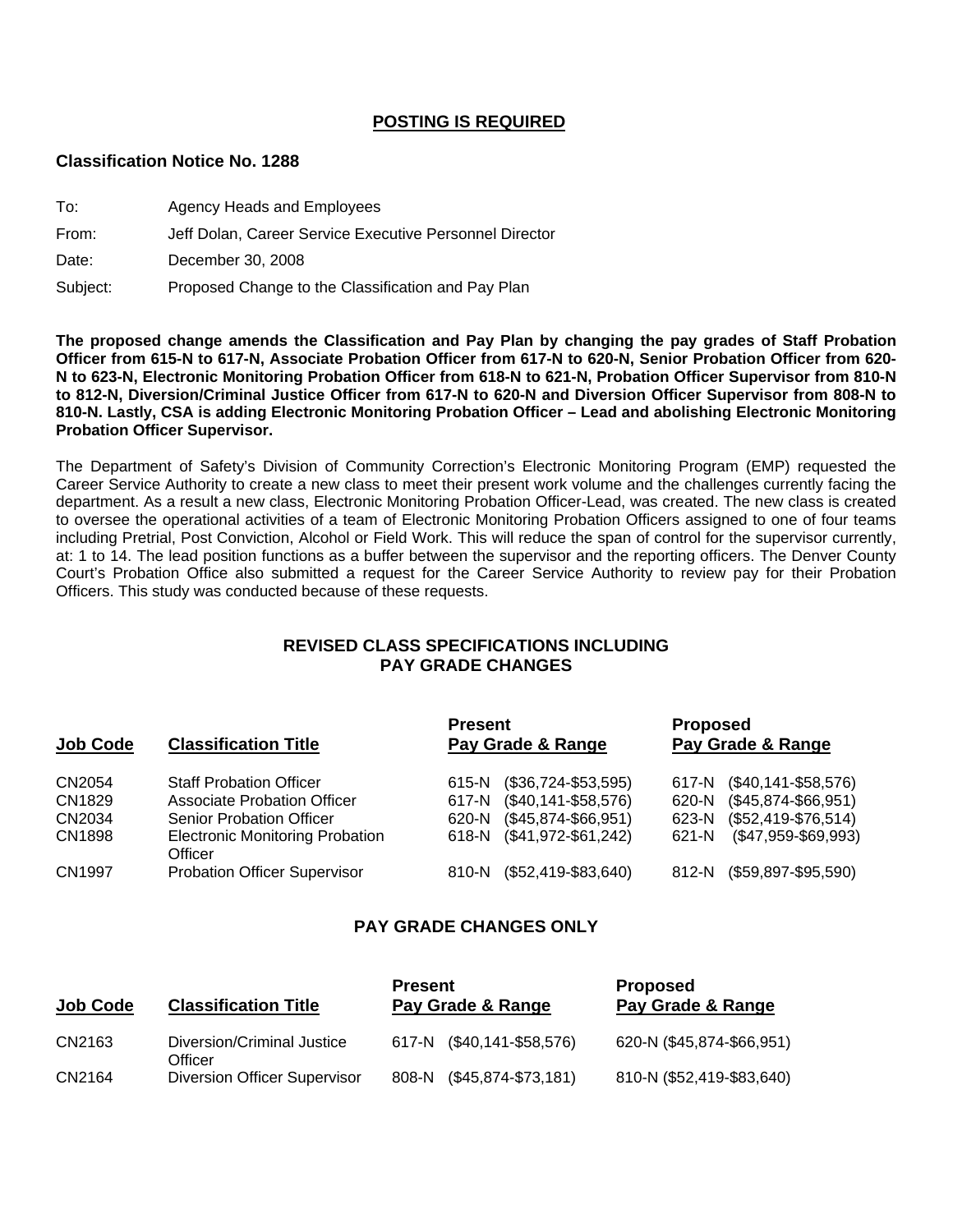**POSTING IS REQUIRED**

**Classification Notice No. 1288**

To: Agency Heads and Employees

From: Jeff Dolan, Career Service Executive Personnel Director

Date: December 30, 2008

Subject: Proposed Change to the Classification and Pay Plan

**The proposed change amends the Classification and Pay Plan by changing the pay grades of Staff Probation Officer from 615-N to 617-N, Associate Probation Officer from 617-N to 620-N, Senior Probation Officer from 620-N to 623-N, Electronic Monitoring Probation Officer from 618-N to 621-N, Probation Officer Supervisor from 810-N to 812-N, Diversion/Criminal Justice Officer from 617-N to 620-N and Diversion Officer Supervisor from 808-N to 810-N. Lastly, CSA is adding Electronic Monitoring Probation Officer – Lead and abolishing Electronic Monitoring Probation Officer Supervisor.**

The Department of Safety's Division of Community Correction's Electronic Monitoring Program (EMP) requested the Career Service Authority to create a new class to meet their present work volume and the challenges currently facing the department. As a result a new class, Electronic Monitoring Probation Officer-Lead, was created. The new class is created to oversee the operational activities of a team of Electronic Monitoring Probation Officers assigned to one of four teams including Pretrial, Post Conviction, Alcohol or Field Work. This will reduce the span of control for the supervisor currently, at: 1 to 14. The lead position functions as a buffer between the supervisor and the reporting officers. The Denver County Court's Probation Office also submitted a request for the Career Service Authority to review pay for their Probation Officers. This study was conducted because of these requests.

## REVISED CLASS SPECIFICATIONS INCLUDING PAY GRADE CHANGES

| Job Code | Classification Title | Present Pay Grade & Range | Proposed Pay Grade & Range |
|---|---|---|---|
| CN2054 | Staff Probation Officer | 615-N ($36,724-$53,595) | 617-N ($40,141-$58,576) |
| CN1829 | Associate Probation Officer | 617-N ($40,141-$58,576) | 620-N ($45,874-$66,951) |
| CN2034 | Senior Probation Officer | 620-N ($45,874-$66,951) | 623-N ($52,419-$76,514) |
| CN1898 | Electronic Monitoring Probation Officer | 618-N ($41,972-$61,242) | 621-N ($47,959-$69,993) |
| CN1997 | Probation Officer Supervisor | 810-N ($52,419-$83,640) | 812-N ($59,897-$95,590) |

## PAY GRADE CHANGES ONLY

| Job Code | Classification Title | Present Pay Grade & Range | Proposed Pay Grade & Range |
|---|---|---|---|
| CN2163 | Diversion/Criminal Justice Officer | 617-N ($40,141-$58,576) | 620-N ($45,874-$66,951) |
| CN2164 | Diversion Officer Supervisor | 808-N ($45,874-$73,181) | 810-N ($52,419-$83,640) |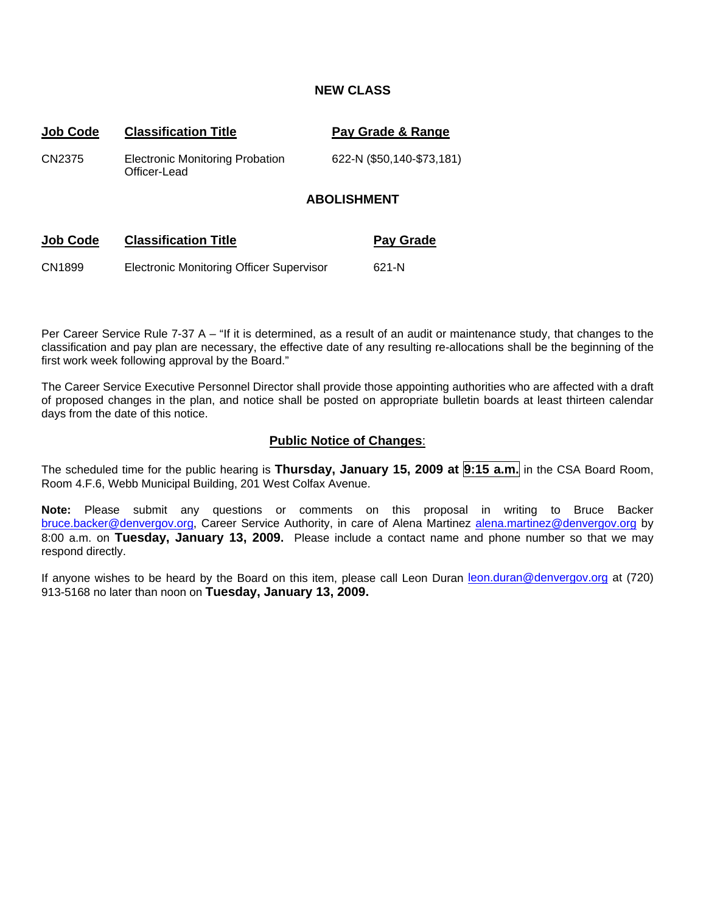## NEW CLASS

| Job Code | Classification Title | Pay Grade & Range |
|---|---|---|
| CN2375 | Electronic Monitoring Probation Officer-Lead | 622-N ($50,140-$73,181) |

## ABOLISHMENT

| Job Code | Classification Title | Pay Grade |
|---|---|---|
| CN1899 | Electronic Monitoring Officer Supervisor | 621-N |

Per Career Service Rule 7-37 A – "If it is determined, as a result of an audit or maintenance study, that changes to the classification and pay plan are necessary, the effective date of any resulting re-allocations shall be the beginning of the first work week following approval by the Board."

The Career Service Executive Personnel Director shall provide those appointing authorities who are affected with a draft of proposed changes in the plan, and notice shall be posted on appropriate bulletin boards at least thirteen calendar days from the date of this notice.

### Public Notice of Changes:

The scheduled time for the public hearing is **Thursday, January 15, 2009 at 9:15 a.m.** in the CSA Board Room, Room 4.F.6, Webb Municipal Building, 201 West Colfax Avenue.

**Note:** Please submit any questions or comments on this proposal in writing to Bruce Backer bruce.backer@denvergov.org, Career Service Authority, in care of Alena Martinez alena.martinez@denvergov.org by 8:00 a.m. on **Tuesday, January 13, 2009.** Please include a contact name and phone number so that we may respond directly.

If anyone wishes to be heard by the Board on this item, please call Leon Duran leon.duran@denvergov.org at (720) 913-5168 no later than noon on **Tuesday, January 13, 2009.**